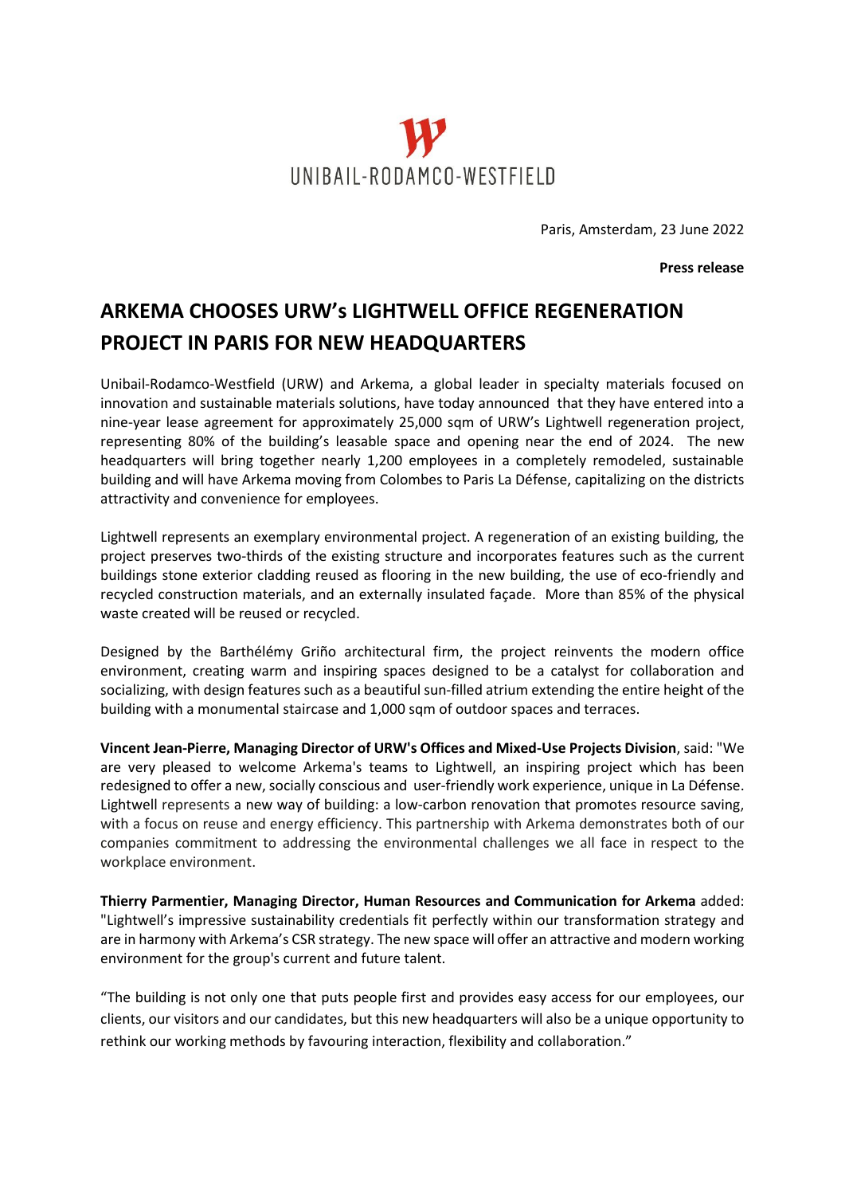UNIBAIL-RODAMCO-WESTFIELD

Paris, Amsterdam, 23 June 2022

**Press release**

# ARKEMA CHOOSES URW's LIGHTWELL OFFICE REGENERATION PROJECT IN PARIS FOR NEW HEADQUARTERS

Unibail-Rodamco-Westfield (URW) and Arkema, a global leader in specialty materials focused on innovation and sustainable materials solutions, have today announced that they have entered into a nine-year lease agreement for approximately 25,000 sqm of URW's Lightwell regeneration project, representing 80% of the building's leasable space and opening near the end of 2024. The new headquarters will bring together nearly 1,200 employees in a completely remodeled, sustainable building and will have Arkema moving from Colombes to Paris La Défense, capitalizing on the districts attractivity and convenience for employees.

Lightwell represents an exemplary environmental project. A regeneration of an existing building, the project preserves two-thirds of the existing structure and incorporates features such as the current buildings stone exterior cladding reused as flooring in the new building, the use of eco-friendly and recycled construction materials, and an externally insulated façade. More than 85% of the physical waste created will be reused or recycled.

Designed by the Barthélémy Griño architectural firm, the project reinvents the modern office environment, creating warm and inspiring spaces designed to be a catalyst for collaboration and socializing, with design features such as a beautiful sun-filled atrium extending the entire height of the building with a monumental staircase and 1,000 sqm of outdoor spaces and terraces.

**Vincent Jean-Pierre, Managing Director of URW's Offices and Mixed-Use Projects Division**, said: "We are very pleased to welcome Arkema's teams to Lightwell, an inspiring project which has been redesigned to offer a new, socially conscious and user-friendly work experience, unique in La Défense. Lightwell represents a new way of building: a low-carbon renovation that promotes resource saving, with a focus on reuse and energy efficiency. This partnership with Arkema demonstrates both of our companies commitment to addressing the environmental challenges we all face in respect to the workplace environment.

**Thierry Parmentier, Managing Director, Human Resources and Communication for Arkema** added: "Lightwell's impressive sustainability credentials fit perfectly within our transformation strategy and are in harmony with Arkema's CSR strategy. The new space will offer an attractive and modern working environment for the group's current and future talent.

"The building is not only one that puts people first and provides easy access for our employees, our clients, our visitors and our candidates, but this new headquarters will also be a unique opportunity to rethink our working methods by favouring interaction, flexibility and collaboration."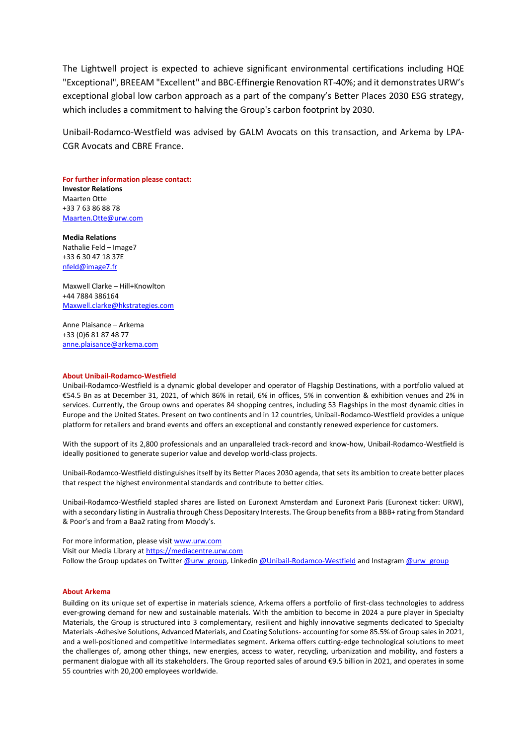The Lightwell project is expected to achieve significant environmental certifications including HQE "Exceptional", BREEAM "Excellent" and BBC-Effinergie Renovation RT-40%; and it demonstrates URW's exceptional global low carbon approach as a part of the company's Better Places 2030 ESG strategy, which includes a commitment to halving the Group's carbon footprint by 2030.

Unibail-Rodamco-Westfield was advised by GALM Avocats on this transaction, and Arkema by LPA-CGR Avocats and CBRE France.

**For further information please contact:**

**Investor Relations**
Maarten Otte
+33 7 63 86 88 78
Maarten.Otte@urw.com

**Media Relations**
Nathalie Feld – Image7
+33 6 30 47 18 37E
nfeld@image7.fr

Maxwell Clarke – Hill+Knowlton
+44 7884 386164
Maxwell.clarke@hkstrategies.com

Anne Plaisance – Arkema
+33 (0)6 81 87 48 77
anne.plaisance@arkema.com

**About Unibail-Rodamco-Westfield**

Unibail-Rodamco-Westfield is a dynamic global developer and operator of Flagship Destinations, with a portfolio valued at €54.5 Bn as at December 31, 2021, of which 86% in retail, 6% in offices, 5% in convention & exhibition venues and 2% in services. Currently, the Group owns and operates 84 shopping centres, including 53 Flagships in the most dynamic cities in Europe and the United States. Present on two continents and in 12 countries, Unibail-Rodamco-Westfield provides a unique platform for retailers and brand events and offers an exceptional and constantly renewed experience for customers.

With the support of its 2,800 professionals and an unparalleled track-record and know-how, Unibail-Rodamco-Westfield is ideally positioned to generate superior value and develop world-class projects.

Unibail-Rodamco-Westfield distinguishes itself by its Better Places 2030 agenda, that sets its ambition to create better places that respect the highest environmental standards and contribute to better cities.

Unibail-Rodamco-Westfield stapled shares are listed on Euronext Amsterdam and Euronext Paris (Euronext ticker: URW), with a secondary listing in Australia through Chess Depositary Interests. The Group benefits from a BBB+ rating from Standard & Poor's and from a Baa2 rating from Moody's.

For more information, please visit www.urw.com
Visit our Media Library at https://mediacentre.urw.com
Follow the Group updates on Twitter @urw_group, Linkedin @Unibail-Rodamco-Westfield and Instagram @urw_group

**About Arkema**

Building on its unique set of expertise in materials science, Arkema offers a portfolio of first-class technologies to address ever-growing demand for new and sustainable materials. With the ambition to become in 2024 a pure player in Specialty Materials, the Group is structured into 3 complementary, resilient and highly innovative segments dedicated to Specialty Materials -Adhesive Solutions, Advanced Materials, and Coating Solutions- accounting for some 85.5% of Group sales in 2021, and a well-positioned and competitive Intermediates segment. Arkema offers cutting-edge technological solutions to meet the challenges of, among other things, new energies, access to water, recycling, urbanization and mobility, and fosters a permanent dialogue with all its stakeholders. The Group reported sales of around €9.5 billion in 2021, and operates in some 55 countries with 20,200 employees worldwide.